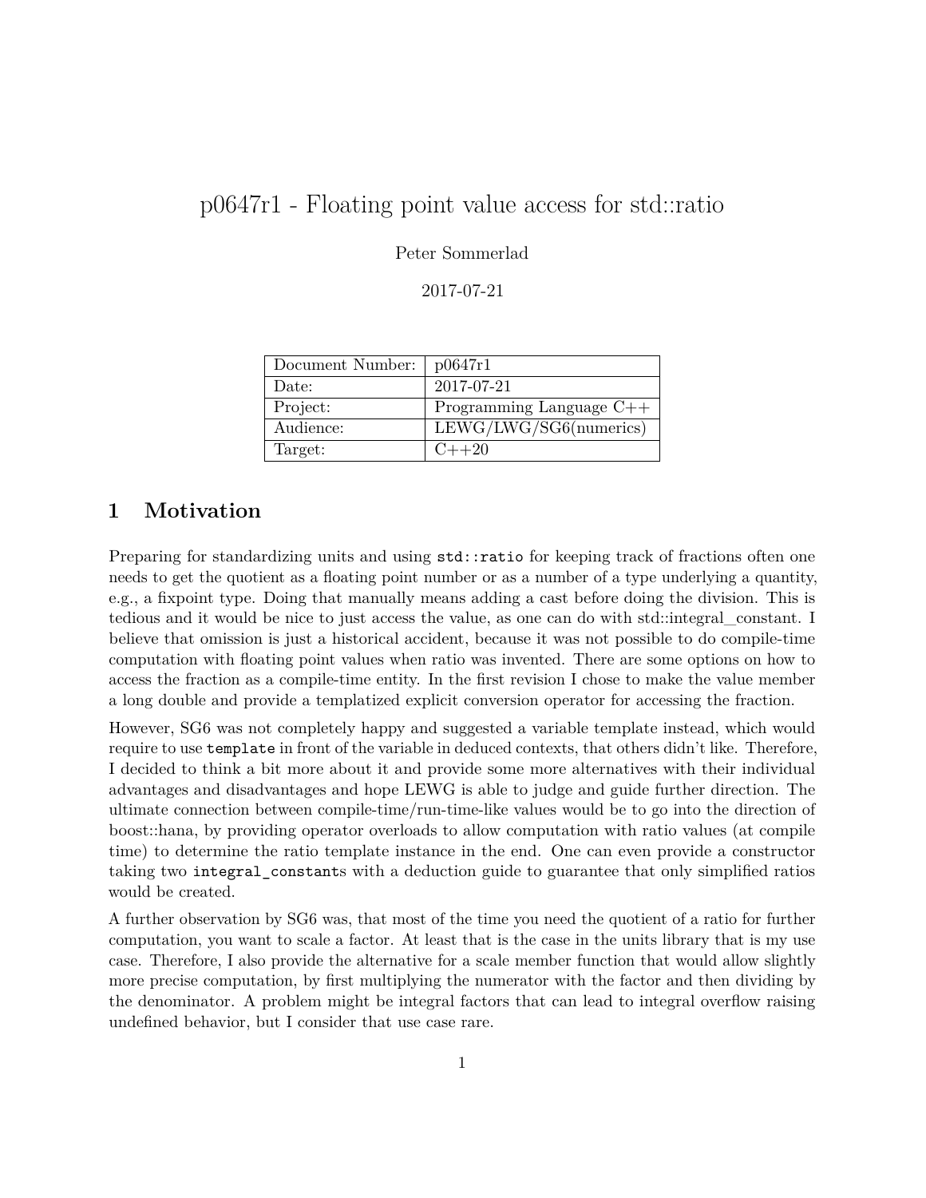# p0647r1 - Floating point value access for std::ratio

Peter Sommerlad

2017-07-21

| Document Number: | p0647r1 |
|---|---|
| Date: | 2017-07-21 |
| Project: | Programming Language C++ |
| Audience: | LEWG/LWG/SG6(numerics) |
| Target: | C++20 |

## 1 Motivation

Preparing for standardizing units and using `std::ratio` for keeping track of fractions often one needs to get the quotient as a floating point number or as a number of a type underlying a quantity, e.g., a fixpoint type. Doing that manually means adding a cast before doing the division. This is tedious and it would be nice to just access the value, as one can do with std::integral_constant. I believe that omission is just a historical accident, because it was not possible to do compile-time computation with floating point values when ratio was invented. There are some options on how to access the fraction as a compile-time entity. In the first revision I chose to make the value member a long double and provide a templatized explicit conversion operator for accessing the fraction.

However, SG6 was not completely happy and suggested a variable template instead, which would require to use `template` in front of the variable in deduced contexts, that others didn't like. Therefore, I decided to think a bit more about it and provide some more alternatives with their individual advantages and disadvantages and hope LEWG is able to judge and guide further direction. The ultimate connection between compile-time/run-time-like values would be to go into the direction of boost::hana, by providing operator overloads to allow computation with ratio values (at compile time) to determine the ratio template instance in the end. One can even provide a constructor taking two `integral_constant`s with a deduction guide to guarantee that only simplified ratios would be created.

A further observation by SG6 was, that most of the time you need the quotient of a ratio for further computation, you want to scale a factor. At least that is the case in the units library that is my use case. Therefore, I also provide the alternative for a scale member function that would allow slightly more precise computation, by first multiplying the numerator with the factor and then dividing by the denominator. A problem might be integral factors that can lead to integral overflow raising undefined behavior, but I consider that use case rare.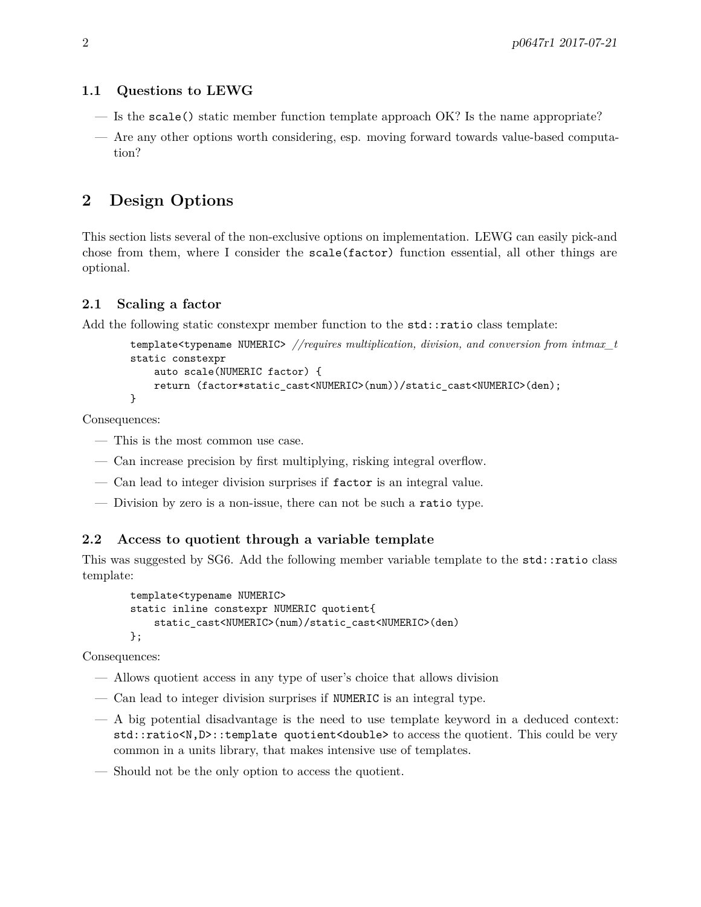### 1.1 Questions to LEWG

- Is the `scale()` static member function template approach OK? Is the name appropriate?
- Are any other options worth considering, esp. moving forward towards value-based computation?

## 2 Design Options

This section lists several of the non-exclusive options on implementation. LEWG can easily pick-and chose from them, where I consider the `scale(factor)` function essential, all other things are optional.

### 2.1 Scaling a factor

Add the following static constexpr member function to the `std::ratio` class template:

```
template<typename NUMERIC> //requires multiplication, division, and conversion from intmax_t
static constexpr
    auto scale(NUMERIC factor) {
    return (factor*static_cast<NUMERIC>(num))/static_cast<NUMERIC>(den);
}
```

Consequences:

- This is the most common use case.
- Can increase precision by first multiplying, risking integral overflow.
- Can lead to integer division surprises if `factor` is an integral value.
- Division by zero is a non-issue, there can not be such a `ratio` type.

### 2.2 Access to quotient through a variable template

This was suggested by SG6. Add the following member variable template to the `std::ratio` class template:

```
template<typename NUMERIC>
static inline constexpr NUMERIC quotient{
    static_cast<NUMERIC>(num)/static_cast<NUMERIC>(den)
};
```

Consequences:

- Allows quotient access in any type of user's choice that allows division
- Can lead to integer division surprises if `NUMERIC` is an integral type.
- A big potential disadvantage is the need to use template keyword in a deduced context: `std::ratio<N,D>::template quotient<double>` to access the quotient. This could be very common in a units library, that makes intensive use of templates.
- Should not be the only option to access the quotient.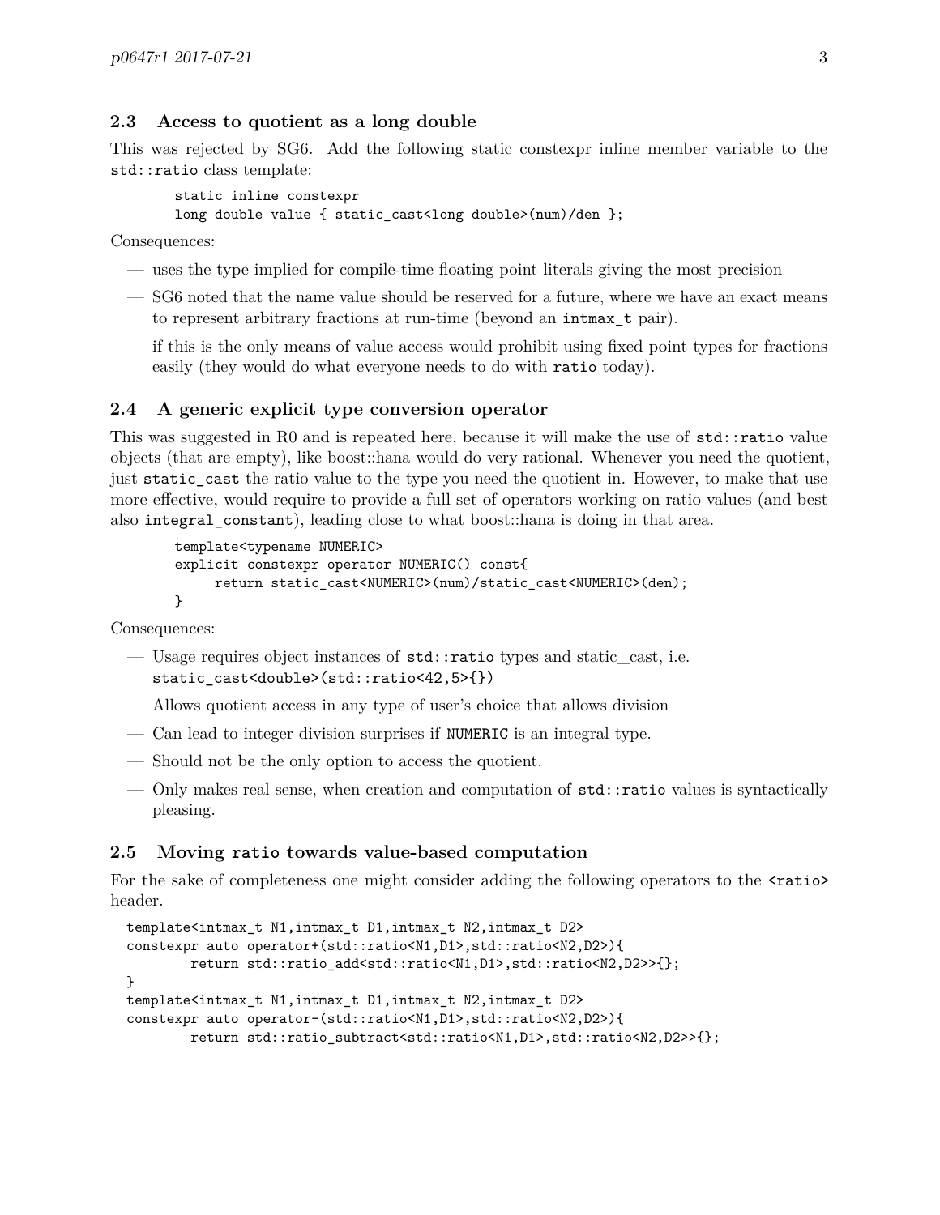### 2.3 Access to quotient as a long double

This was rejected by SG6. Add the following static constexpr inline member variable to the `std::ratio` class template:

```
static inline constexpr
long double value { static_cast<long double>(num)/den };
```

Consequences:

- uses the type implied for compile-time floating point literals giving the most precision
- SG6 noted that the name value should be reserved for a future, where we have an exact means to represent arbitrary fractions at run-time (beyond an `intmax_t` pair).
- if this is the only means of value access would prohibit using fixed point types for fractions easily (they would do what everyone needs to do with `ratio` today).

### 2.4 A generic explicit type conversion operator

This was suggested in R0 and is repeated here, because it will make the use of `std::ratio` value objects (that are empty), like boost::hana would do very rational. Whenever you need the quotient, just `static_cast` the ratio value to the type you need the quotient in. However, to make that use more effective, would require to provide a full set of operators working on ratio values (and best also `integral_constant`), leading close to what boost::hana is doing in that area.

```
template<typename NUMERIC>
explicit constexpr operator NUMERIC() const{
     return static_cast<NUMERIC>(num)/static_cast<NUMERIC>(den);
}
```

Consequences:

- Usage requires object instances of `std::ratio` types and static_cast, i.e. `static_cast<double>(std::ratio<42,5>{})`
- Allows quotient access in any type of user's choice that allows division
- Can lead to integer division surprises if `NUMERIC` is an integral type.
- Should not be the only option to access the quotient.
- Only makes real sense, when creation and computation of `std::ratio` values is syntactically pleasing.

### 2.5 Moving `ratio` towards value-based computation

For the sake of completeness one might consider adding the following operators to the `<ratio>` header.

```
template<intmax_t N1,intmax_t D1,intmax_t N2,intmax_t D2>
constexpr auto operator+(std::ratio<N1,D1>,std::ratio<N2,D2>){
        return std::ratio_add<std::ratio<N1,D1>,std::ratio<N2,D2>>{};
}
template<intmax_t N1,intmax_t D1,intmax_t N2,intmax_t D2>
constexpr auto operator-(std::ratio<N1,D1>,std::ratio<N2,D2>){
        return std::ratio_subtract<std::ratio<N1,D1>,std::ratio<N2,D2>>{};
```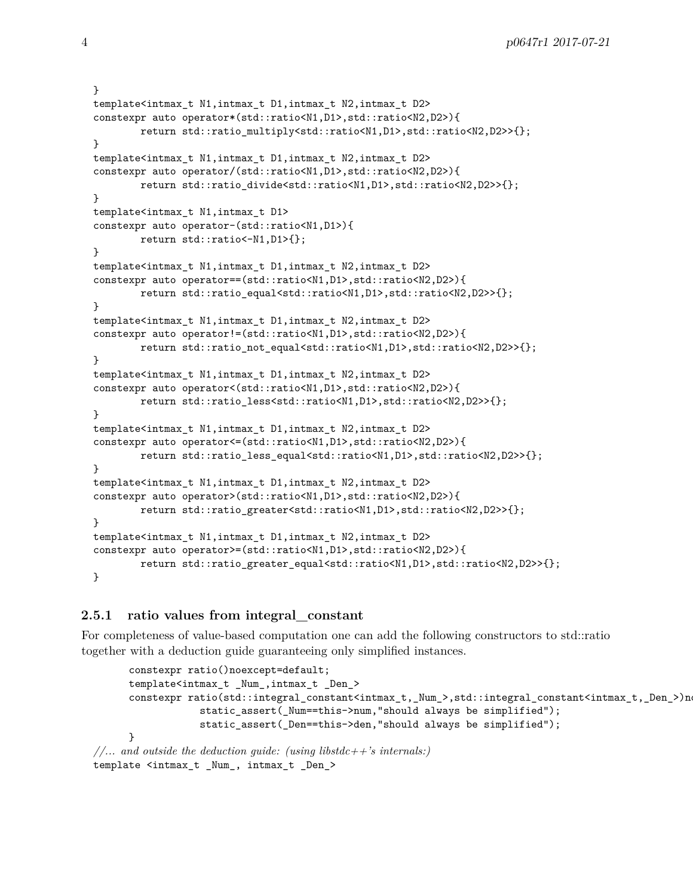```
}
template<intmax_t N1,intmax_t D1,intmax_t N2,intmax_t D2>
constexpr auto operator*(std::ratio<N1,D1>,std::ratio<N2,D2>){
        return std::ratio_multiply<std::ratio<N1,D1>,std::ratio<N2,D2>>{};
}
template<intmax_t N1,intmax_t D1,intmax_t N2,intmax_t D2>
constexpr auto operator/(std::ratio<N1,D1>,std::ratio<N2,D2>){
        return std::ratio_divide<std::ratio<N1,D1>,std::ratio<N2,D2>>{};
}
template<intmax_t N1,intmax_t D1>
constexpr auto operator-(std::ratio<N1,D1>){
        return std::ratio<-N1,D1>{};
}
template<intmax_t N1,intmax_t D1,intmax_t N2,intmax_t D2>
constexpr auto operator==(std::ratio<N1,D1>,std::ratio<N2,D2>){
        return std::ratio_equal<std::ratio<N1,D1>,std::ratio<N2,D2>>{};
}
template<intmax_t N1,intmax_t D1,intmax_t N2,intmax_t D2>
constexpr auto operator!=(std::ratio<N1,D1>,std::ratio<N2,D2>){
        return std::ratio_not_equal<std::ratio<N1,D1>,std::ratio<N2,D2>>{};
}
template<intmax_t N1,intmax_t D1,intmax_t N2,intmax_t D2>
constexpr auto operator<(std::ratio<N1,D1>,std::ratio<N2,D2>){
        return std::ratio_less<std::ratio<N1,D1>,std::ratio<N2,D2>>{};
}
template<intmax_t N1,intmax_t D1,intmax_t N2,intmax_t D2>
constexpr auto operator<=(std::ratio<N1,D1>,std::ratio<N2,D2>){
        return std::ratio_less_equal<std::ratio<N1,D1>,std::ratio<N2,D2>>{};
}
template<intmax_t N1,intmax_t D1,intmax_t N2,intmax_t D2>
constexpr auto operator>(std::ratio<N1,D1>,std::ratio<N2,D2>){
        return std::ratio_greater<std::ratio<N1,D1>,std::ratio<N2,D2>>{};
}
template<intmax_t N1,intmax_t D1,intmax_t N2,intmax_t D2>
constexpr auto operator>=(std::ratio<N1,D1>,std::ratio<N2,D2>){
        return std::ratio_greater_equal<std::ratio<N1,D1>,std::ratio<N2,D2>>{};
}
```

### 2.5.1 ratio values from integral_constant

For completeness of value-based computation one can add the following constructors to std::ratio together with a deduction guide guaranteeing only simplified instances.

```
        constexpr ratio()noexcept=default;
        template<intmax_t _Num_,intmax_t _Den_>
        constexpr ratio(std::integral_constant<intmax_t,_Num_>,std::integral_constant<intmax_t,_Den_>)no
                static_assert(_Num==this->num,"should always be simplified");
                static_assert(_Den==this->den,"should always be simplified");
        }
//... and outside the deduction guide: (using libstdc++'s internals:)
template <intmax_t _Num_, intmax_t _Den_>
```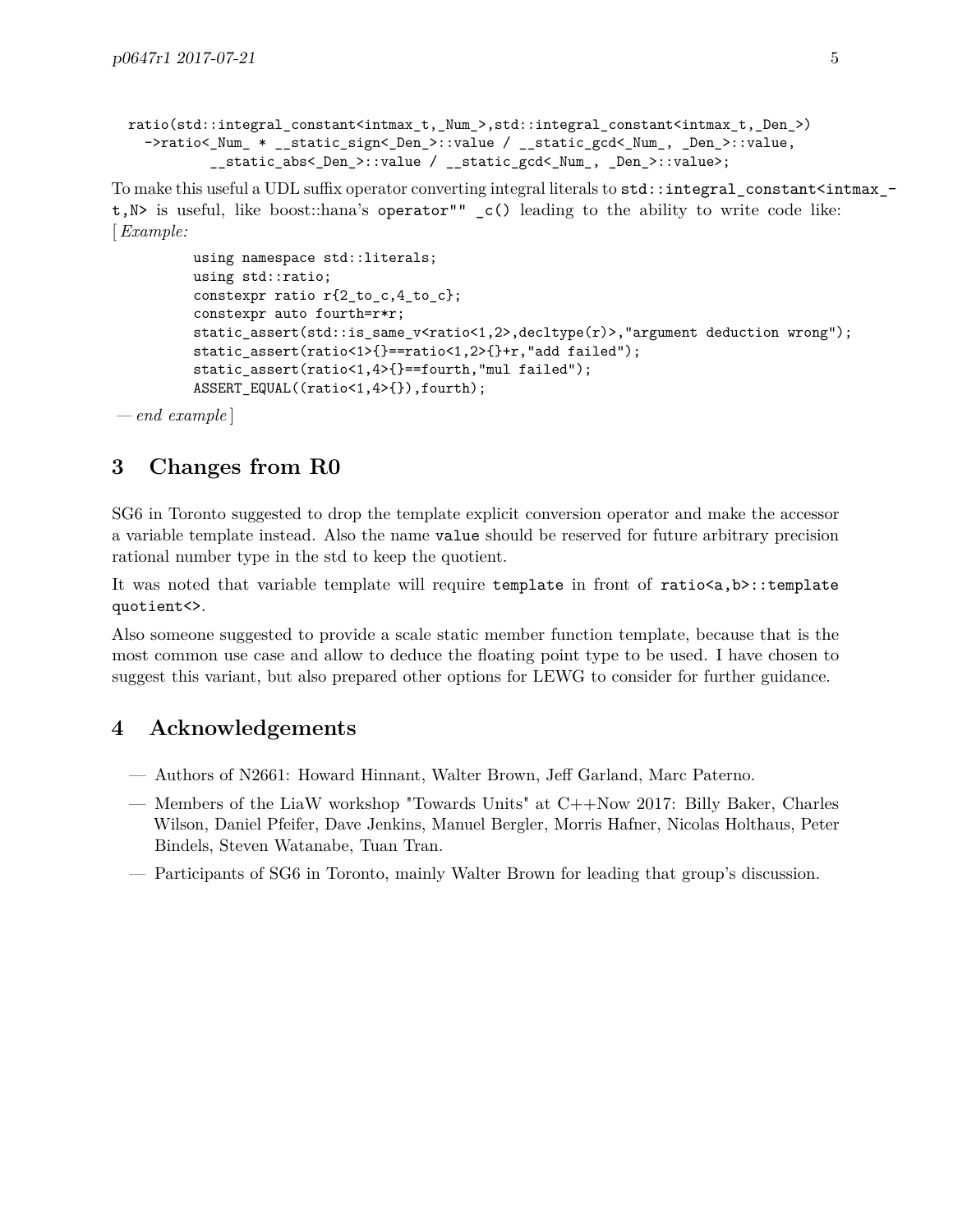```
ratio(std::integral_constant<intmax_t,_Num_>,std::integral_constant<intmax_t,_Den_>)
  ->ratio<_Num_ * __static_sign<_Den_>::value / __static_gcd<_Num_, _Den_>::value,
        __static_abs<_Den_>::value / __static_gcd<_Num_, _Den_>::value>;
```

To make this useful a UDL suffix operator converting integral literals to `std::integral_constant<intmax_t,N>` is useful, like boost::hana's `operator"" _c()` leading to the ability to write code like: [ *Example:*

```
using namespace std::literals;
using std::ratio;
constexpr ratio r{2_to_c,4_to_c};
constexpr auto fourth=r*r;
static_assert(std::is_same_v<ratio<1,2>,decltype(r)>,"argument deduction wrong");
static_assert(ratio<1>{}==ratio<1,2>{}+r,"add failed");
static_assert(ratio<1,4>{}==fourth,"mul failed");
ASSERT_EQUAL((ratio<1,4>{}),fourth);
```

— *end example* ]

## 3 Changes from R0

SG6 in Toronto suggested to drop the template explicit conversion operator and make the accessor a variable template instead. Also the name `value` should be reserved for future arbitrary precision rational number type in the std to keep the quotient.

It was noted that variable template will require `template` in front of `ratio<a,b>::template quotient<>`.

Also someone suggested to provide a scale static member function template, because that is the most common use case and allow to deduce the floating point type to be used. I have chosen to suggest this variant, but also prepared other options for LEWG to consider for further guidance.

## 4 Acknowledgements

- Authors of N2661: Howard Hinnant, Walter Brown, Jeff Garland, Marc Paterno.
- Members of the LiaW workshop "Towards Units" at C++Now 2017: Billy Baker, Charles Wilson, Daniel Pfeifer, Dave Jenkins, Manuel Bergler, Morris Hafner, Nicolas Holthaus, Peter Bindels, Steven Watanabe, Tuan Tran.
- Participants of SG6 in Toronto, mainly Walter Brown for leading that group's discussion.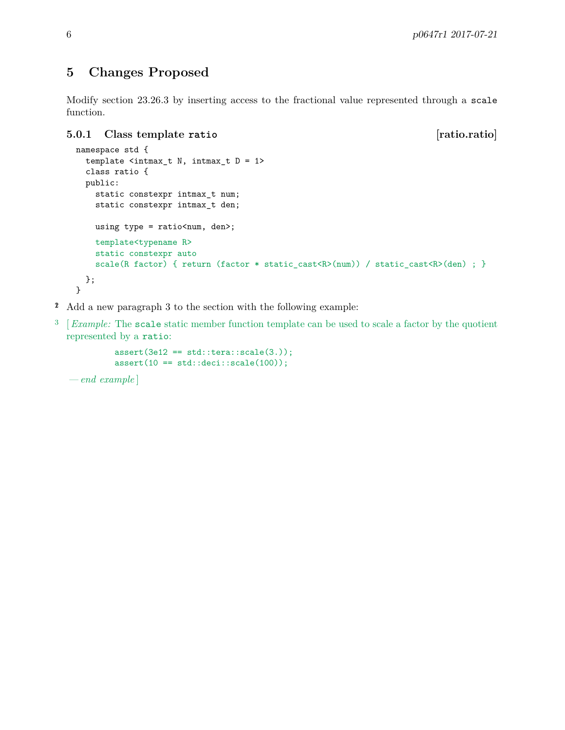# 5 Changes Proposed

Modify section 23.26.3 by inserting access to the fractional value represented through a `scale` function.

### 5.0.1 Class template `ratio` [ratio.ratio]

```
namespace std {
  template <intmax_t N, intmax_t D = 1>
  class ratio {
  public:
    static constexpr intmax_t num;
    static constexpr intmax_t den;

    using type = ratio<num, den>;

    template<typename R>
    static constexpr auto
    scale(R factor) { return (factor * static_cast<R>(num)) / static_cast<R>(den) ; }

  };
}
```

2 Add a new paragraph 3 to the section with the following example:

3 [*Example:* The `scale` static member function template can be used to scale a factor by the quotient represented by a `ratio`:

```
assert(3e12 == std::tera::scale(3.));
assert(10 == std::deci::scale(100));
```

*— end example*]